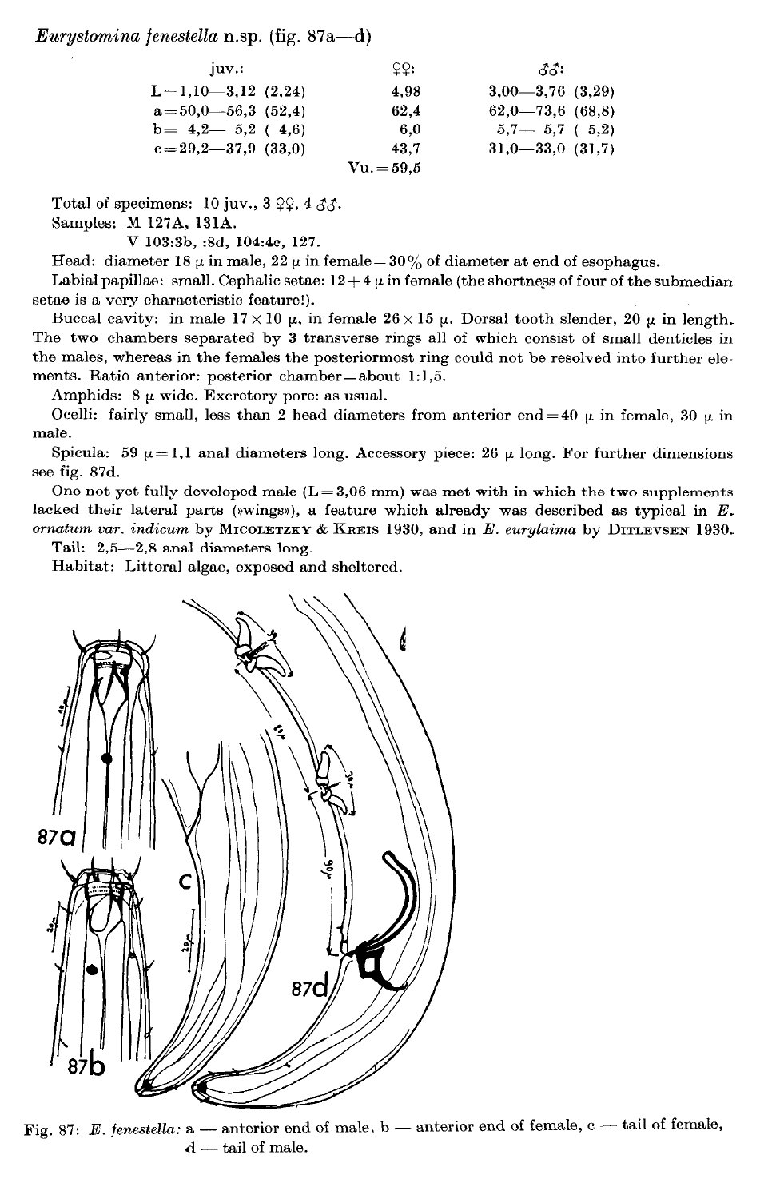*Eurystomina fenestella* n.sp. (fig. 87a—d)

| | juv.: | ♀♀: | ♂♂: |
|---|---|---|---|
| L= | 1,10—3,12 (2,24) | 4,98 | 3,00—3,76 (3,29) |
| a= | 50,0—56,3 (52,4) | 62,4 | 62,0—73,6 (68,8) |
| b= | 4,2— 5,2 ( 4,6) | 6,0 | 5,7— 5,7 ( 5,2) |
| c= | 29,2—37,9 (33,0) | 43,7 | 31,0—33,0 (31,7) |
| | | Vu. = 59,5 | |

Total of specimens: 10 juv., 3 ♀♀, 4 ♂♂.

Samples: M 127A, 131A.
V 103:3b, :8d, 104:4c, 127.

Head: diameter 18 μ in male, 22 μ in female = 30% of diameter at end of esophagus.

Labial papillae: small. Cephalic setae: 12 + 4 μ in female (the shortness of four of the submedian setae is a very characteristic feature!).

Buccal cavity: in male 17 × 10 μ, in female 26 × 15 μ. Dorsal tooth slender, 20 μ in length. The two chambers separated by 3 transverse rings all of which consist of small denticles in the males, whereas in the females the posteriormost ring could not be resolved into further elements. Ratio anterior: posterior chamber = about 1:1,5.

Amphids: 8 μ wide. Excretory pore: as usual.

Ocelli: fairly small, less than 2 head diameters from anterior end = 40 μ in female, 30 μ in male.

Spicula: 59 μ = 1,1 anal diameters long. Accessory piece: 26 μ long. For further dimensions see fig. 87d.

One not yet fully developed male (L = 3,06 mm) was met with in which the two supplements lacked their lateral parts (»wings»), a feature which already was described as typical in *E. ornatum var. indicum* by MICOLETZKY & KREIS 1930, and in *E. eurylaima* by DITLEVSEN 1930.

Tail: 2,5—2,8 anal diameters long.

Habitat: Littoral algae, exposed and sheltered.

Fig. 87: *E. fenestella*: a — anterior end of male, b — anterior end of female, c — tail of female, d — tail of male.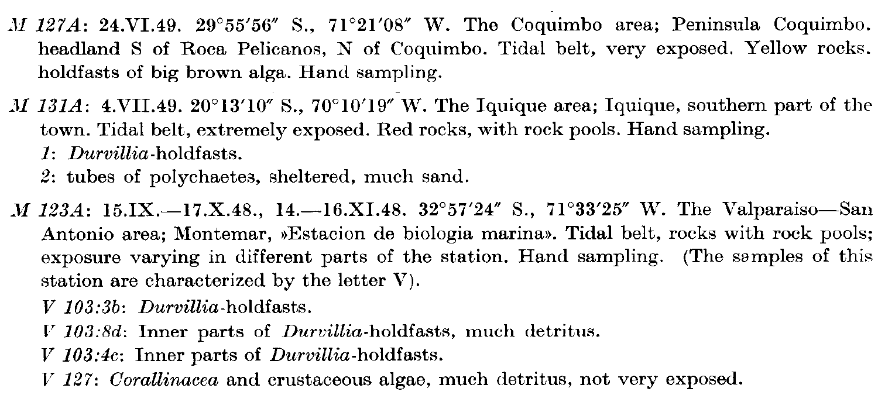*M 127A*: 24.VI.49. 29°55′56″ S., 71°21′08″ W. The Coquimbo area; Peninsula Coquimbo. headland S of Roca Pelicanos, N of Coquimbo. Tidal belt, very exposed. Yellow rocks. holdfasts of big brown alga. Hand sampling.

*M 131A*: 4.VII.49. 20°13′10″ S., 70°10′19″ W. The Iquique area; Iquique, southern part of the town. Tidal belt, extremely exposed. Red rocks, with rock pools. Hand sampling.

*1*: *Durvillia*-holdfasts.

*2*: tubes of polychaetes, sheltered, much sand.

*M 123A*: 15.IX.—17.X.48., 14.—16.XI.48. 32°57′24″ S., 71°33′25″ W. The Valparaiso—San Antonio area; Montemar, »Estacion de biologia marina». Tidal belt, rocks with rock pools; exposure varying in different parts of the station. Hand sampling. (The samples of this station are characterized by the letter V).

*V 103:3b*: *Durvillia*-holdfasts.

*V 103:8d*: Inner parts of *Durvillia*-holdfasts, much detritus.

*V 103:4c*: Inner parts of *Durvillia*-holdfasts.

*V 127*: *Corallinacea* and crustaceous algae, much detritus, not very exposed.